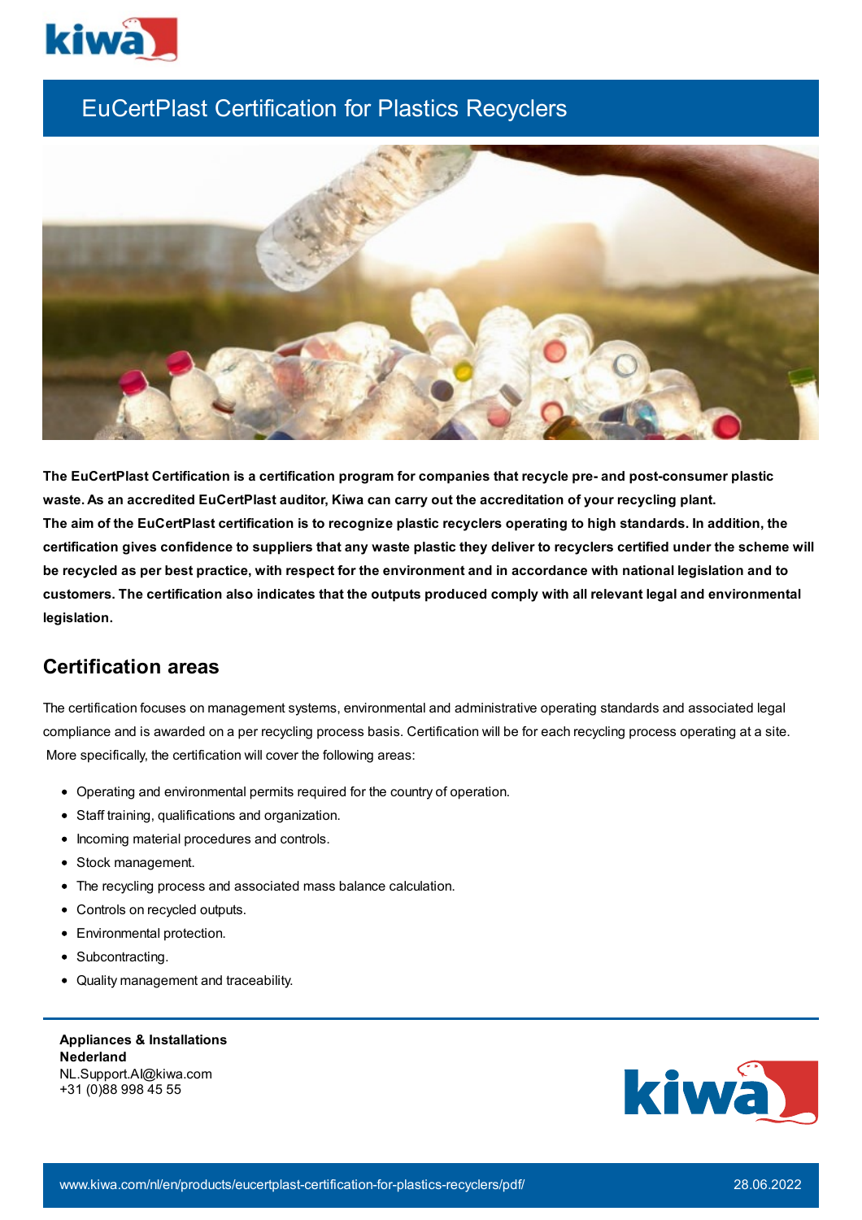# EuCertPlast Certification for Plastics Recyclers

**The EuCertPlast Certification is a certification program for companies that recycle pre- and post-consumer plastic waste. As an accredited EuCertPlast auditor, Kiwa can carry out the accreditation of your recycling plant.**
**The aim of the EuCertPlast certification is to recognize plastic recyclers operating to high standards. In addition, the certification gives confidence to suppliers that any waste plastic they deliver to recyclers certified under the scheme will be recycled as per best practice, with respect for the environment and in accordance with national legislation and to customers. The certification also indicates that the outputs produced comply with all relevant legal and environmental legislation.**

## Certification areas

The certification focuses on management systems, environmental and administrative operating standards and associated legal compliance and is awarded on a per recycling process basis. Certification will be for each recycling process operating at a site. More specifically, the certification will cover the following areas:

- Operating and environmental permits required for the country of operation.
- Staff training, qualifications and organization.
- Incoming material procedures and controls.
- Stock management.
- The recycling process and associated mass balance calculation.
- Controls on recycled outputs.
- Environmental protection.
- Subcontracting.
- Quality management and traceability.

**Appliances & Installations**
**Nederland**
NL.Support.AI@kiwa.com
+31 (0)88 998 45 55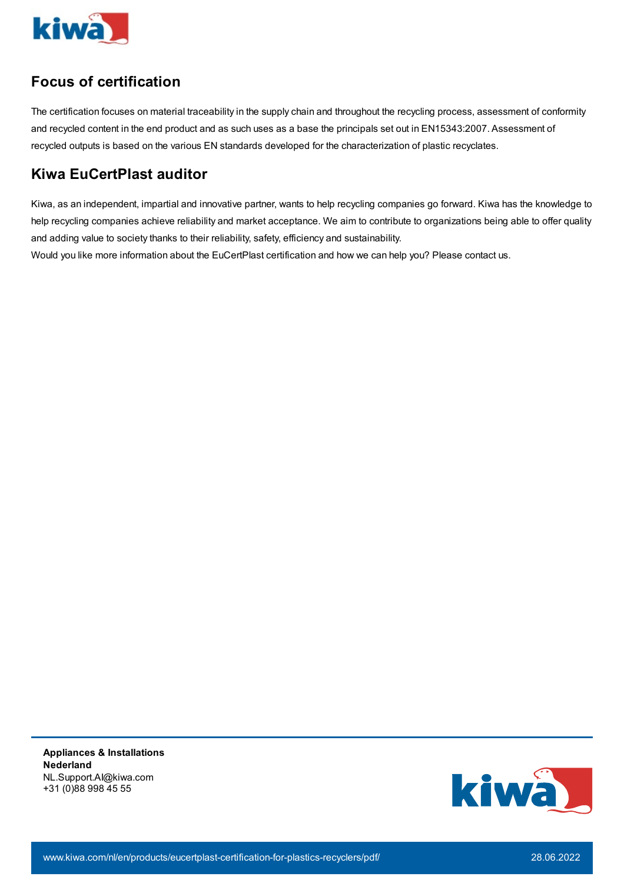## Focus of certification

The certification focuses on material traceability in the supply chain and throughout the recycling process, assessment of conformity and recycled content in the end product and as such uses as a base the principals set out in EN15343:2007. Assessment of recycled outputs is based on the various EN standards developed for the characterization of plastic recyclates.

## Kiwa EuCertPlast auditor

Kiwa, as an independent, impartial and innovative partner, wants to help recycling companies go forward. Kiwa has the knowledge to help recycling companies achieve reliability and market acceptance. We aim to contribute to organizations being able to offer quality and adding value to society thanks to their reliability, safety, efficiency and sustainability.
Would you like more information about the EuCertPlast certification and how we can help you? Please contact us.

**Appliances & Installations**
**Nederland**
NL.Support.AI@kiwa.com
+31 (0)88 998 45 55